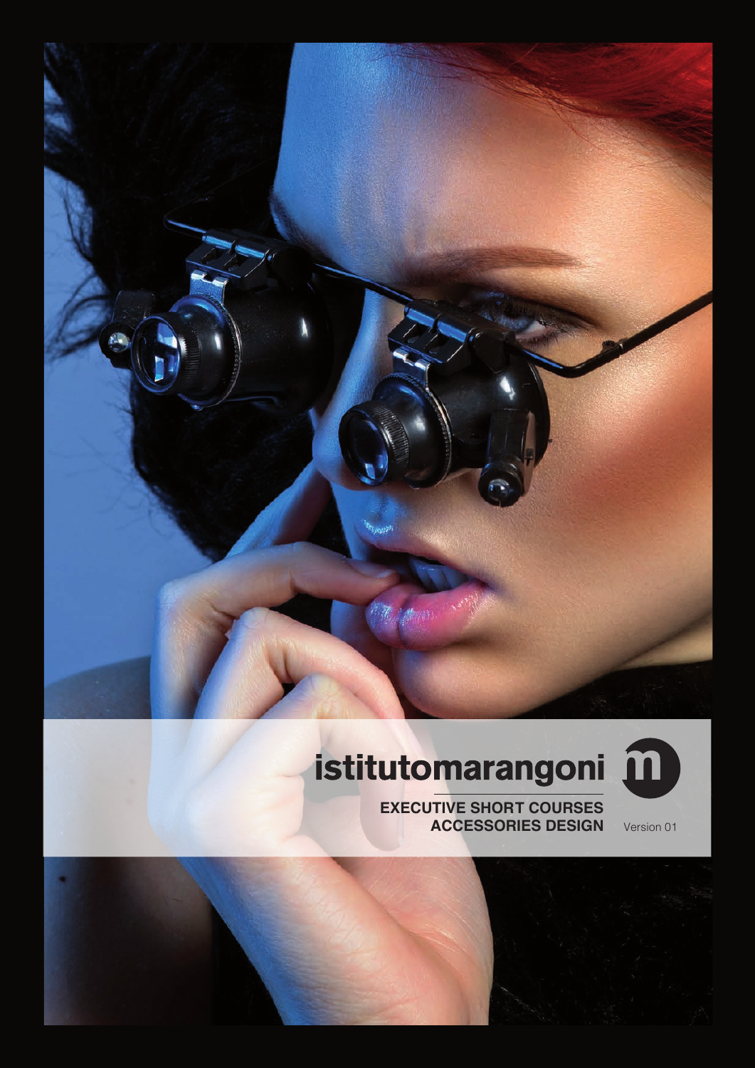# istitutomarangoni

**EXECUTIVE SHORT COURSES**
**ACCESSORIES DESIGN**

Version 01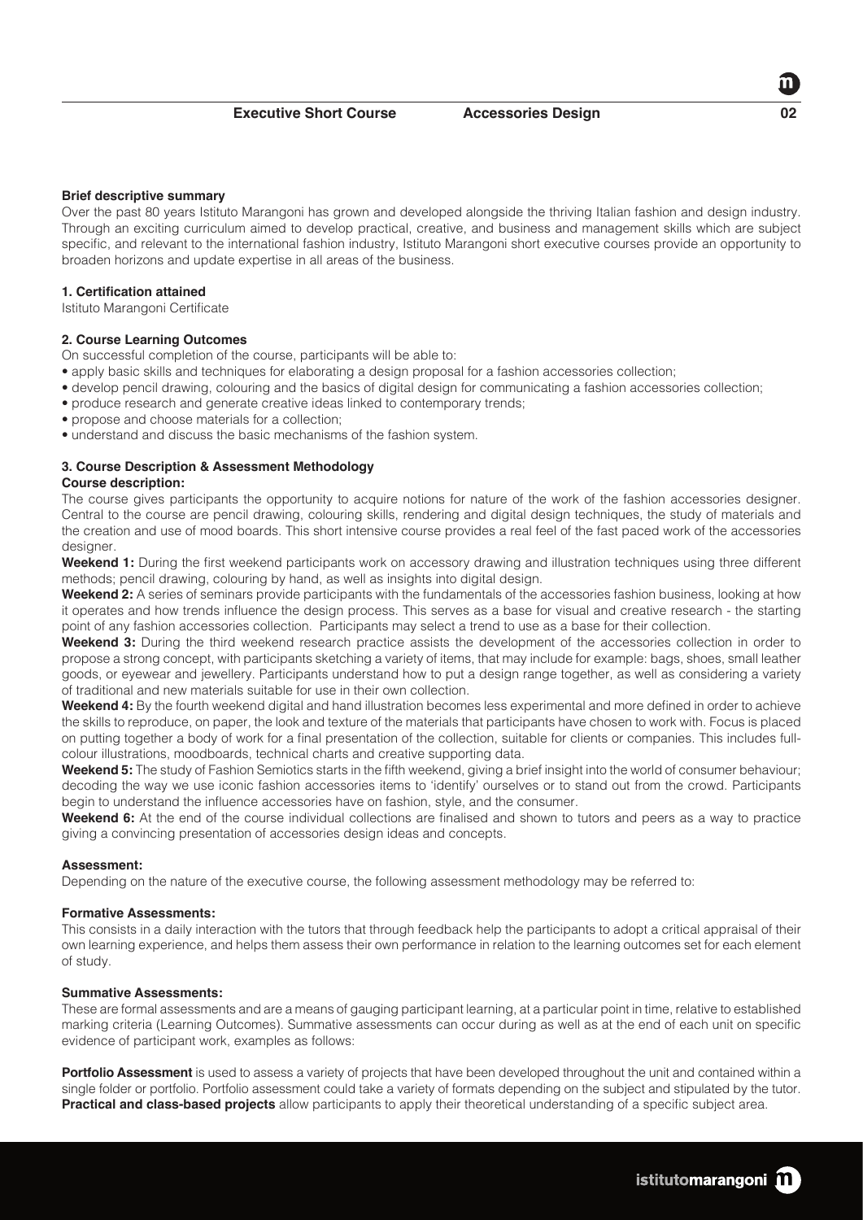**Brief descriptive summary**

Over the past 80 years Istituto Marangoni has grown and developed alongside the thriving Italian fashion and design industry. Through an exciting curriculum aimed to develop practical, creative, and business and management skills which are subject specific, and relevant to the international fashion industry, Istituto Marangoni short executive courses provide an opportunity to broaden horizons and update expertise in all areas of the business.

**1. Certification attained**

Istituto Marangoni Certificate

**2. Course Learning Outcomes**

On successful completion of the course, participants will be able to:

- apply basic skills and techniques for elaborating a design proposal for a fashion accessories collection;
- develop pencil drawing, colouring and the basics of digital design for communicating a fashion accessories collection;
- produce research and generate creative ideas linked to contemporary trends;
- propose and choose materials for a collection;
- understand and discuss the basic mechanisms of the fashion system.

**3. Course Description & Assessment Methodology**

**Course description:**

The course gives participants the opportunity to acquire notions for nature of the work of the fashion accessories designer. Central to the course are pencil drawing, colouring skills, rendering and digital design techniques, the study of materials and the creation and use of mood boards. This short intensive course provides a real feel of the fast paced work of the accessories designer.

**Weekend 1:** During the first weekend participants work on accessory drawing and illustration techniques using three different methods; pencil drawing, colouring by hand, as well as insights into digital design.

**Weekend 2:** A series of seminars provide participants with the fundamentals of the accessories fashion business, looking at how it operates and how trends influence the design process. This serves as a base for visual and creative research - the starting point of any fashion accessories collection. Participants may select a trend to use as a base for their collection.

**Weekend 3:** During the third weekend research practice assists the development of the accessories collection in order to propose a strong concept, with participants sketching a variety of items, that may include for example: bags, shoes, small leather goods, or eyewear and jewellery. Participants understand how to put a design range together, as well as considering a variety of traditional and new materials suitable for use in their own collection.

**Weekend 4:** By the fourth weekend digital and hand illustration becomes less experimental and more defined in order to achieve the skills to reproduce, on paper, the look and texture of the materials that participants have chosen to work with. Focus is placed on putting together a body of work for a final presentation of the collection, suitable for clients or companies. This includes full-colour illustrations, moodboards, technical charts and creative supporting data.

**Weekend 5:** The study of Fashion Semiotics starts in the fifth weekend, giving a brief insight into the world of consumer behaviour; decoding the way we use iconic fashion accessories items to 'identify' ourselves or to stand out from the crowd. Participants begin to understand the influence accessories have on fashion, style, and the consumer.

**Weekend 6:** At the end of the course individual collections are finalised and shown to tutors and peers as a way to practice giving a convincing presentation of accessories design ideas and concepts.

**Assessment:**

Depending on the nature of the executive course, the following assessment methodology may be referred to:

**Formative Assessments:**

This consists in a daily interaction with the tutors that through feedback help the participants to adopt a critical appraisal of their own learning experience, and helps them assess their own performance in relation to the learning outcomes set for each element of study.

**Summative Assessments:**

These are formal assessments and are a means of gauging participant learning, at a particular point in time, relative to established marking criteria (Learning Outcomes). Summative assessments can occur during as well as at the end of each unit on specific evidence of participant work, examples as follows:

**Portfolio Assessment** is used to assess a variety of projects that have been developed throughout the unit and contained within a single folder or portfolio. Portfolio assessment could take a variety of formats depending on the subject and stipulated by the tutor.

**Practical and class-based projects** allow participants to apply their theoretical understanding of a specific subject area.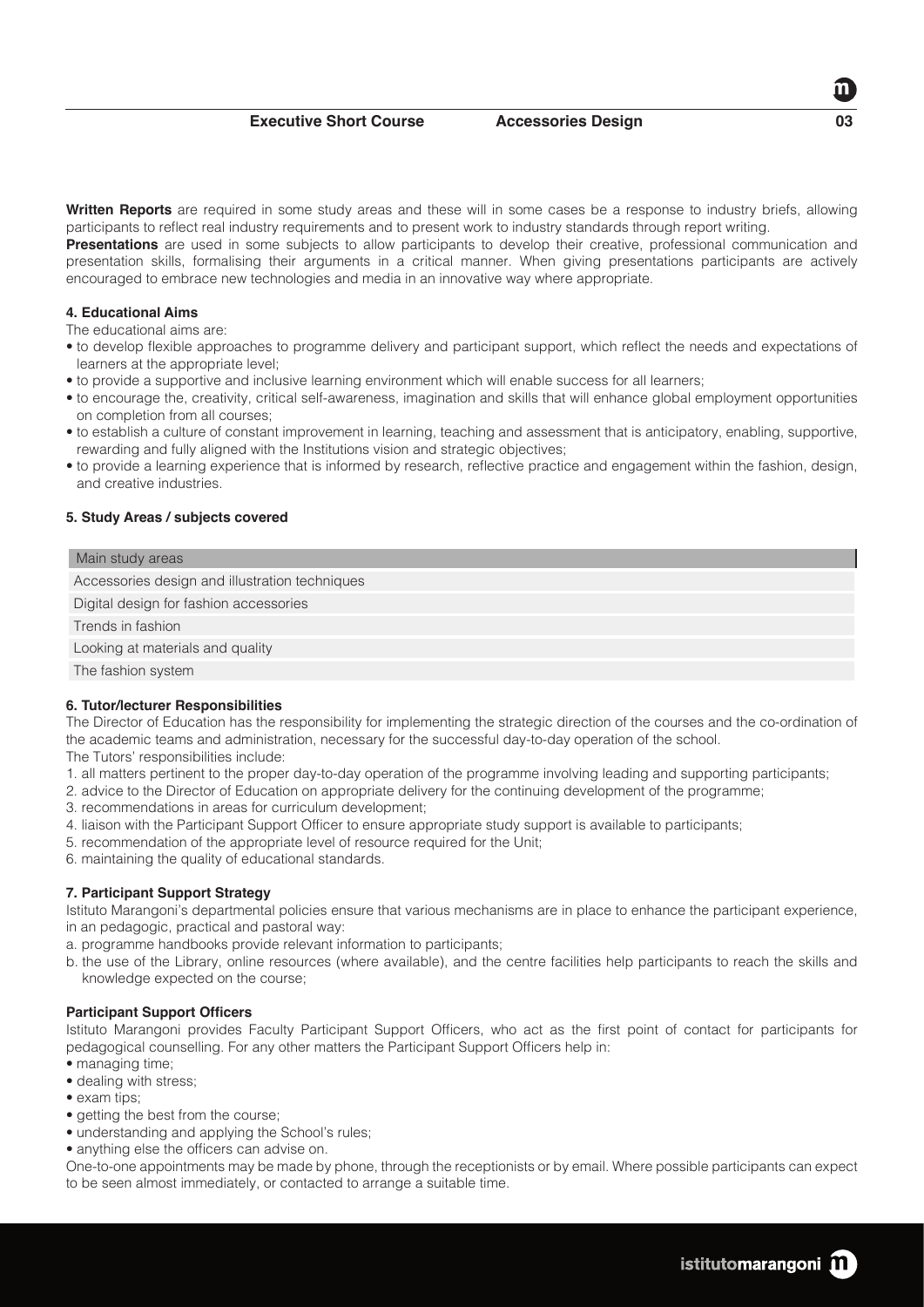**Written Reports** are required in some study areas and these will in some cases be a response to industry briefs, allowing participants to reflect real industry requirements and to present work to industry standards through report writing.

**Presentations** are used in some subjects to allow participants to develop their creative, professional communication and presentation skills, formalising their arguments in a critical manner. When giving presentations participants are actively encouraged to embrace new technologies and media in an innovative way where appropriate.

### 4. Educational Aims

The educational aims are:

- to develop flexible approaches to programme delivery and participant support, which reflect the needs and expectations of learners at the appropriate level;
- to provide a supportive and inclusive learning environment which will enable success for all learners;
- to encourage the, creativity, critical self-awareness, imagination and skills that will enhance global employment opportunities on completion from all courses;
- to establish a culture of constant improvement in learning, teaching and assessment that is anticipatory, enabling, supportive, rewarding and fully aligned with the Institutions vision and strategic objectives;
- to provide a learning experience that is informed by research, reflective practice and engagement within the fashion, design, and creative industries.

### 5. Study Areas / subjects covered

| Main study areas |
| --- |
| Accessories design and illustration techniques |
| Digital design for fashion accessories |
| Trends in fashion |
| Looking at materials and quality |
| The fashion system |

### 6. Tutor/lecturer Responsibilities

The Director of Education has the responsibility for implementing the strategic direction of the courses and the co-ordination of the academic teams and administration, necessary for the successful day-to-day operation of the school.

The Tutors' responsibilities include:

1. all matters pertinent to the proper day-to-day operation of the programme involving leading and supporting participants;
2. advice to the Director of Education on appropriate delivery for the continuing development of the programme;
3. recommendations in areas for curriculum development;
4. liaison with the Participant Support Officer to ensure appropriate study support is available to participants;
5. recommendation of the appropriate level of resource required for the Unit;
6. maintaining the quality of educational standards.

### 7. Participant Support Strategy

Istituto Marangoni's departmental policies ensure that various mechanisms are in place to enhance the participant experience, in an pedagogic, practical and pastoral way:

a. programme handbooks provide relevant information to participants;
b. the use of the Library, online resources (where available), and the centre facilities help participants to reach the skills and knowledge expected on the course;

#### Participant Support Officers

Istituto Marangoni provides Faculty Participant Support Officers, who act as the first point of contact for participants for pedagogical counselling. For any other matters the Participant Support Officers help in:

- managing time;
- dealing with stress;
- exam tips;
- getting the best from the course;
- understanding and applying the School's rules;
- anything else the officers can advise on.

One-to-one appointments may be made by phone, through the receptionists or by email. Where possible participants can expect to be seen almost immediately, or contacted to arrange a suitable time.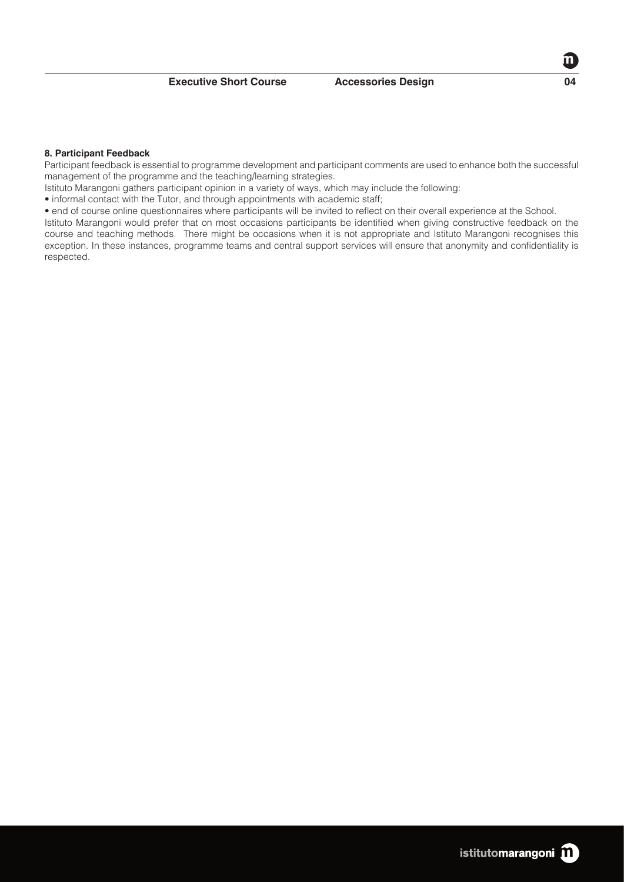**8. Participant Feedback**

Participant feedback is essential to programme development and participant comments are used to enhance both the successful management of the programme and the teaching/learning strategies.

Istituto Marangoni gathers participant opinion in a variety of ways, which may include the following:

- informal contact with the Tutor, and through appointments with academic staff;
- end of course online questionnaires where participants will be invited to reflect on their overall experience at the School.

Istituto Marangoni would prefer that on most occasions participants be identified when giving constructive feedback on the course and teaching methods. There might be occasions when it is not appropriate and Istituto Marangoni recognises this exception. In these instances, programme teams and central support services will ensure that anonymity and confidentiality is respected.